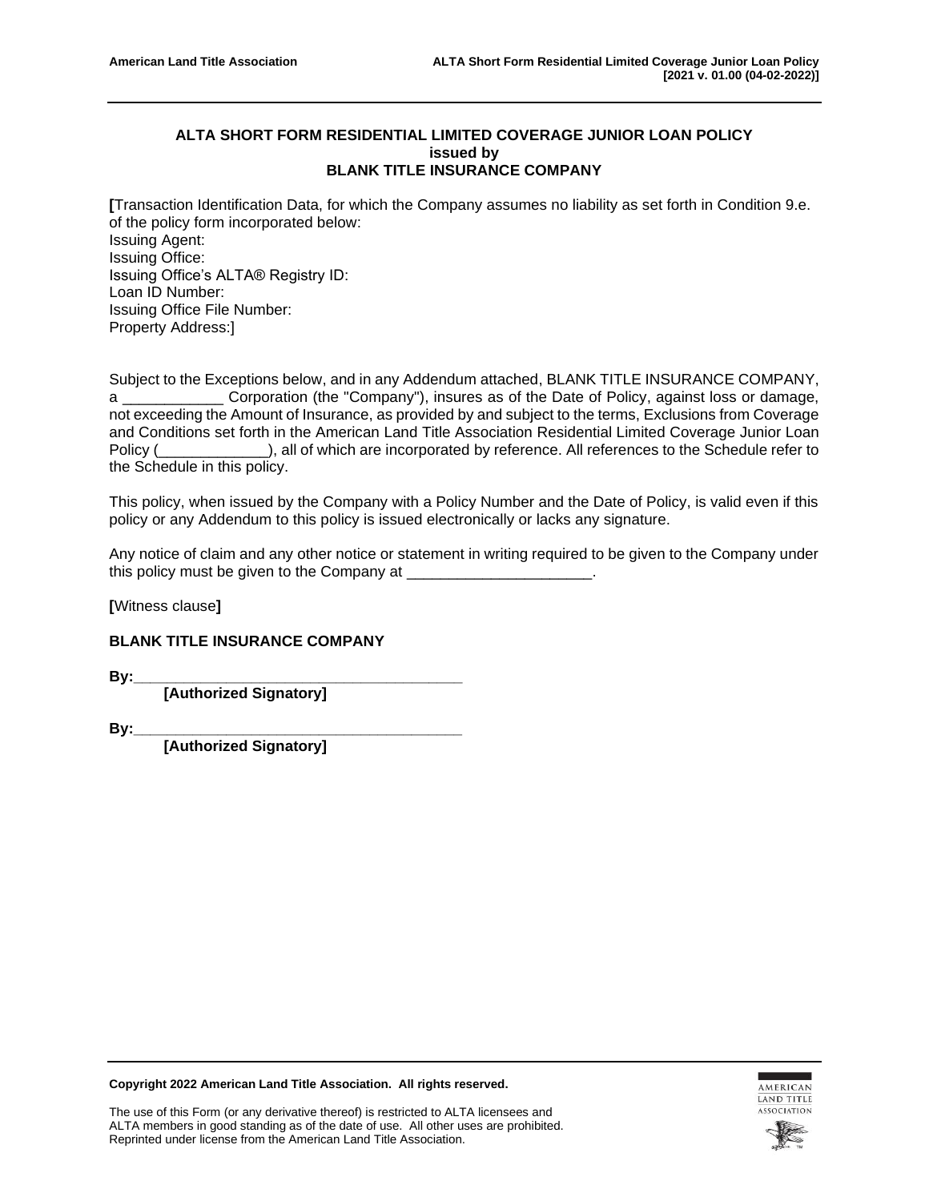# ALTA SHORT FORM RESIDENTIAL LIMITED COVERAGE JUNIOR LOAN POLICY
**issued by**
**BLANK TITLE INSURANCE COMPANY**

**[**Transaction Identification Data, for which the Company assumes no liability as set forth in Condition 9.e. of the policy form incorporated below:
Issuing Agent:
Issuing Office:
Issuing Office's ALTA® Registry ID:
Loan ID Number:
Issuing Office File Number:
Property Address:]

Subject to the Exceptions below, and in any Addendum attached, BLANK TITLE INSURANCE COMPANY, a ____________ Corporation (the "Company"), insures as of the Date of Policy, against loss or damage, not exceeding the Amount of Insurance, as provided by and subject to the terms, Exclusions from Coverage and Conditions set forth in the American Land Title Association Residential Limited Coverage Junior Loan Policy (_____________), all of which are incorporated by reference. All references to the Schedule refer to the Schedule in this policy.

This policy, when issued by the Company with a Policy Number and the Date of Policy, is valid even if this policy or any Addendum to this policy is issued electronically or lacks any signature.

Any notice of claim and any other notice or statement in writing required to be given to the Company under this policy must be given to the Company at ______________________.

**[**Witness clause**]**

**BLANK TITLE INSURANCE COMPANY**

**By:**________________________________________
**[Authorized Signatory]**

**By:**________________________________________
**[Authorized Signatory]**

**Copyright 2022 American Land Title Association. All rights reserved.**

The use of this Form (or any derivative thereof) is restricted to ALTA licensees and ALTA members in good standing as of the date of use. All other uses are prohibited. Reprinted under license from the American Land Title Association.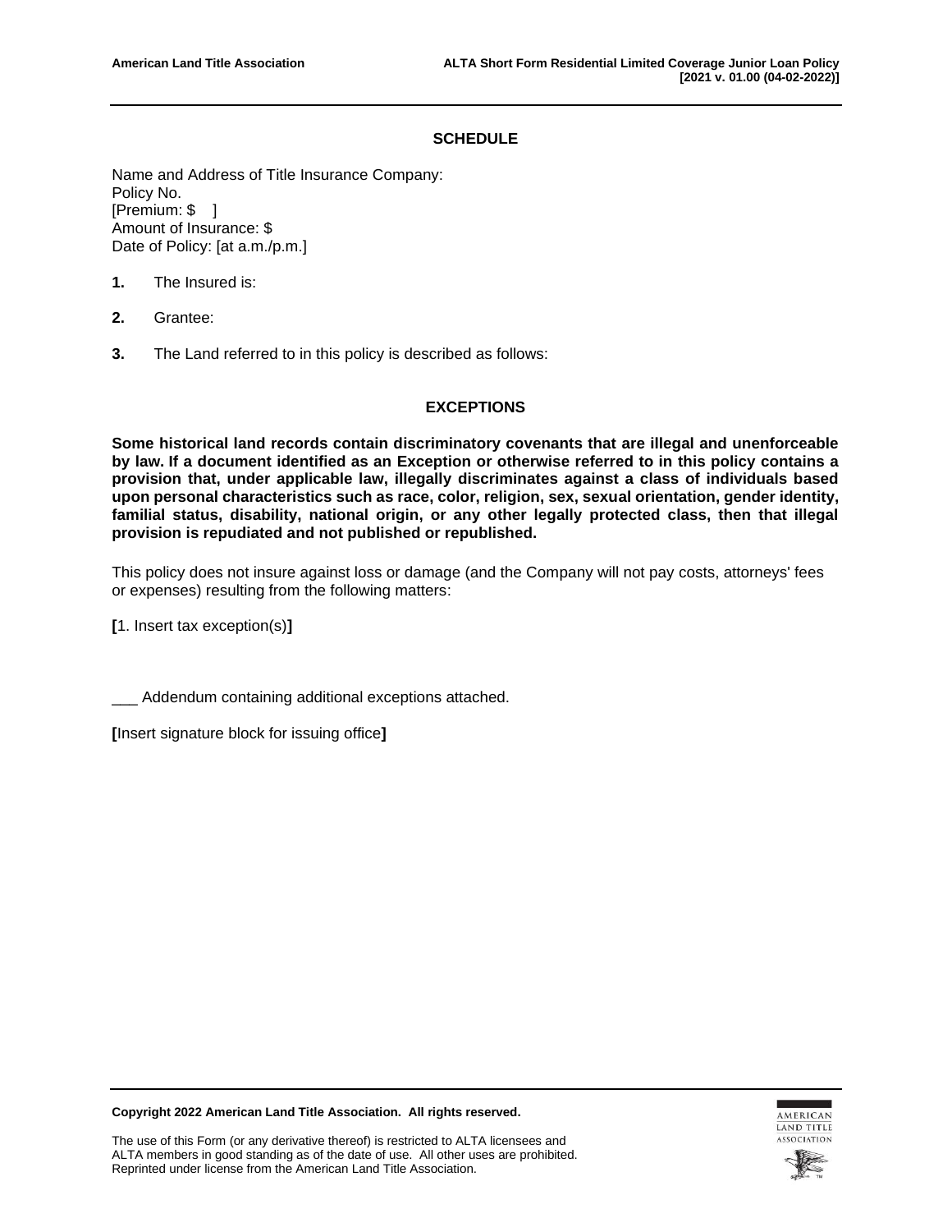## SCHEDULE

Name and Address of Title Insurance Company:
Policy No.
[Premium: $ ]
Amount of Insurance: $
Date of Policy: [at a.m./p.m.]

**1.** The Insured is:

**2.** Grantee:

**3.** The Land referred to in this policy is described as follows:

## EXCEPTIONS

**Some historical land records contain discriminatory covenants that are illegal and unenforceable by law. If a document identified as an Exception or otherwise referred to in this policy contains a provision that, under applicable law, illegally discriminates against a class of individuals based upon personal characteristics such as race, color, religion, sex, sexual orientation, gender identity, familial status, disability, national origin, or any other legally protected class, then that illegal provision is repudiated and not published or republished.**

This policy does not insure against loss or damage (and the Company will not pay costs, attorneys' fees or expenses) resulting from the following matters:

**[**1. Insert tax exception(s)**]**

___ Addendum containing additional exceptions attached.

**[**Insert signature block for issuing office**]**

**Copyright 2022 American Land Title Association. All rights reserved.**

The use of this Form (or any derivative thereof) is restricted to ALTA licensees and ALTA members in good standing as of the date of use. All other uses are prohibited. Reprinted under license from the American Land Title Association.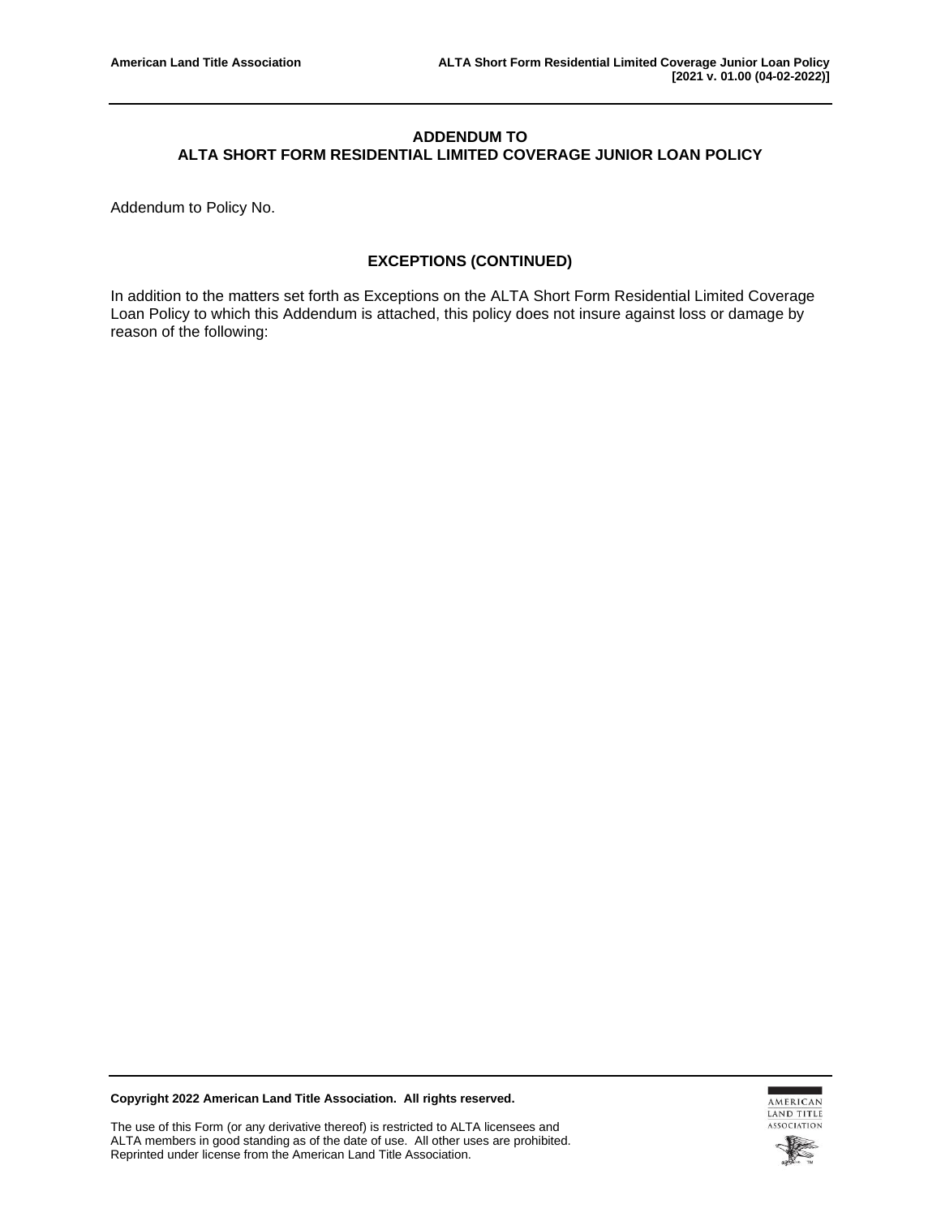## ADDENDUM TO
## ALTA SHORT FORM RESIDENTIAL LIMITED COVERAGE JUNIOR LOAN POLICY

Addendum to Policy No.

### EXCEPTIONS (CONTINUED)

In addition to the matters set forth as Exceptions on the ALTA Short Form Residential Limited Coverage Loan Policy to which this Addendum is attached, this policy does not insure against loss or damage by reason of the following:

**Copyright 2022 American Land Title Association. All rights reserved.**

The use of this Form (or any derivative thereof) is restricted to ALTA licensees and ALTA members in good standing as of the date of use. All other uses are prohibited. Reprinted under license from the American Land Title Association.